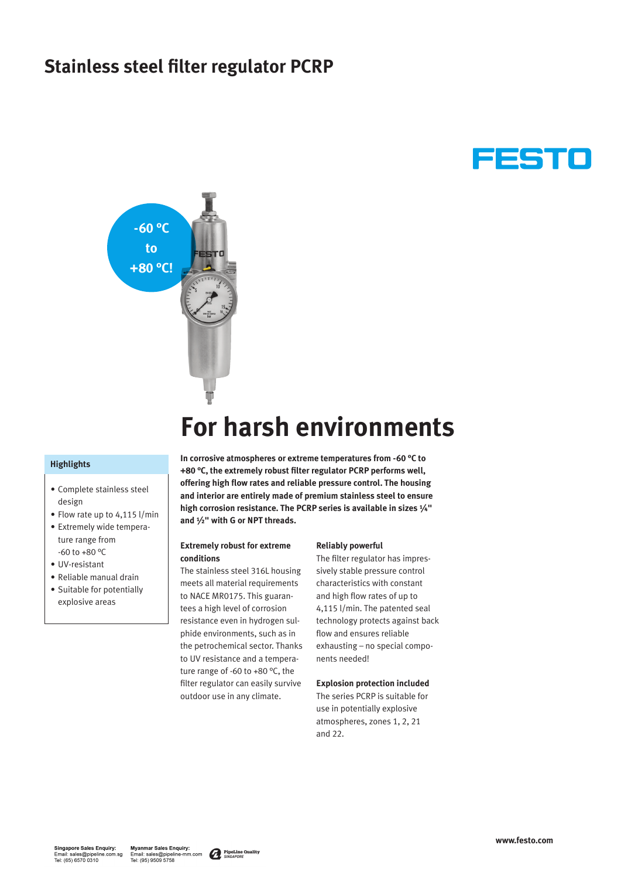# Stainless steel filter regulator PCRP

FESTO

-60 °C to +80 °C!

## For harsh environments

### Highlights

- Complete stainless steel design
- Flow rate up to 4,115 l/min
- Extremely wide temperature range from -60 to +80 °C
- UV-resistant
- Reliable manual drain
- Suitable for potentially explosive areas

**In corrosive atmospheres or extreme temperatures from -60 °C to +80 °C, the extremely robust filter regulator PCRP performs well, offering high flow rates and reliable pressure control. The housing and interior are entirely made of premium stainless steel to ensure high corrosion resistance. The PCRP series is available in sizes ¼" and ½" with G or NPT threads.**

### Extremely robust for extreme conditions

The stainless steel 316L housing meets all material requirements to NACE MR0175. This guarantees a high level of corrosion resistance even in hydrogen sulphide environments, such as in the petrochemical sector. Thanks to UV resistance and a temperature range of -60 to +80 °C, the filter regulator can easily survive outdoor use in any climate.

### Reliably powerful

The filter regulator has impressively stable pressure control characteristics with constant and high flow rates of up to 4,115 l/min. The patented seal technology protects against back flow and ensures reliable exhausting – no special components needed!

### Explosion protection included

The series PCRP is suitable for use in potentially explosive atmospheres, zones 1, 2, 21 and 22.

**Singapore Sales Enquiry:**
Email: sales@pipeline.com.sg
Tel: (65) 6570 0310

**Myanmar Sales Enquiry:**
Email: sales@pipeline-mm.com
Tel: (95) 9509 5758

PipeLine Quality SINGAPORE

www.festo.com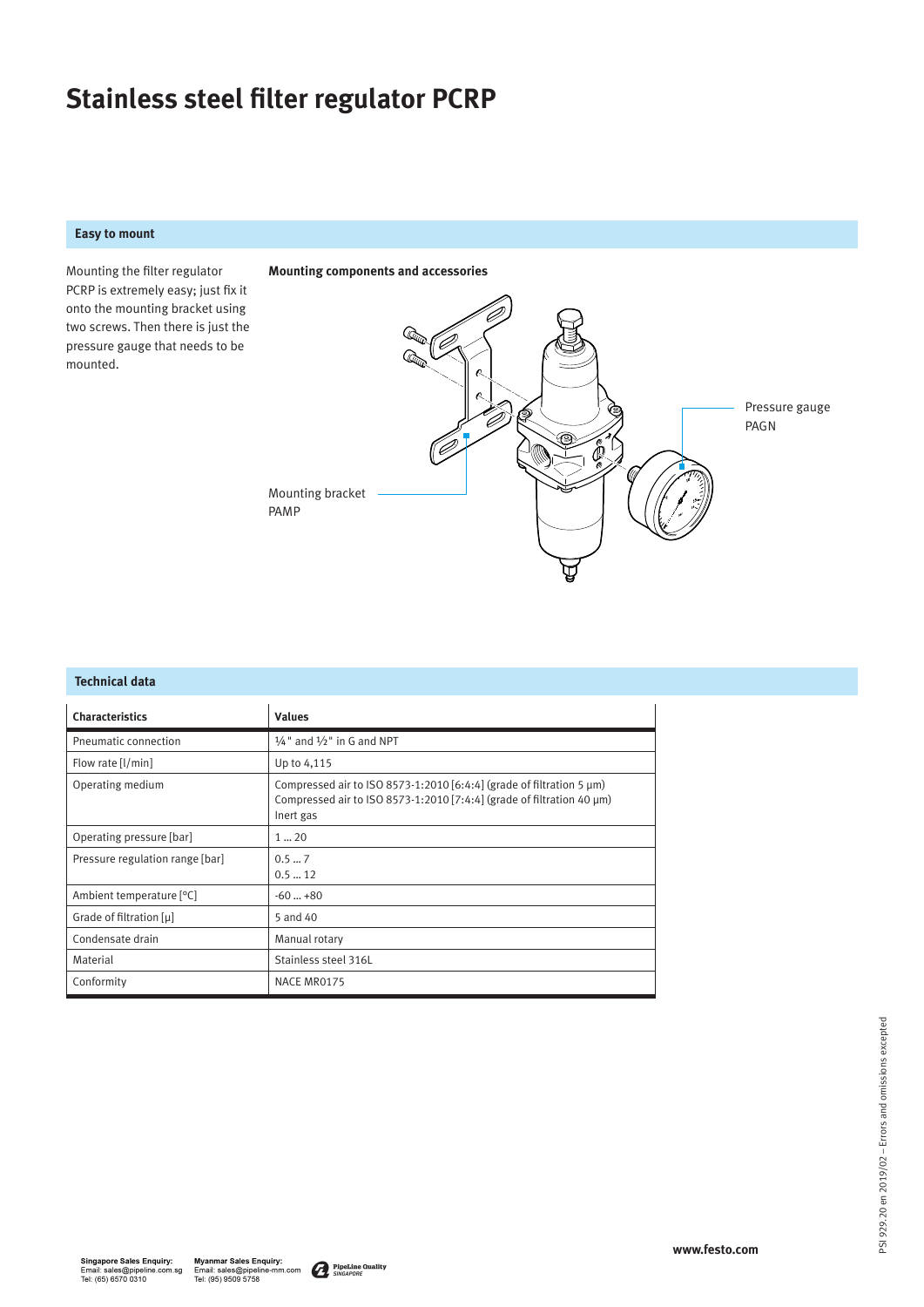# Stainless steel filter regulator PCRP

## Easy to mount

Mounting the filter regulator PCRP is extremely easy; just fix it onto the mounting bracket using two screws. Then there is just the pressure gauge that needs to be mounted.

**Mounting components and accessories**

Pressure gauge PAGN

Mounting bracket PAMP

## Technical data

| Characteristics | Values |
|---|---|
| Pneumatic connection | ¼" and ½" in G and NPT |
| Flow rate [l/min] | Up to 4,115 |
| Operating medium | Compressed air to ISO 8573-1:2010 [6:4:4] (grade of filtration 5 µm)<br>Compressed air to ISO 8573-1:2010 [7:4:4] (grade of filtration 40 µm)<br>Inert gas |
| Operating pressure [bar] | 1 … 20 |
| Pressure regulation range [bar] | 0.5 … 7<br>0.5 … 12 |
| Ambient temperature [°C] | -60 … +80 |
| Grade of filtration [µ] | 5 and 40 |
| Condensate drain | Manual rotary |
| Material | Stainless steel 316L |
| Conformity | NACE MR0175 |

PSI 929.20 en 2019/02 – Errors and omissions excepted

www.festo.com

**Singapore Sales Enquiry:**
Email: sales@pipeline.com.sg
Tel: (65) 6570 0310

**Myanmar Sales Enquiry:**
Email: sales@pipeline-mm.com
Tel: (95) 9509 5758

PipeLine Quality SINGAPORE